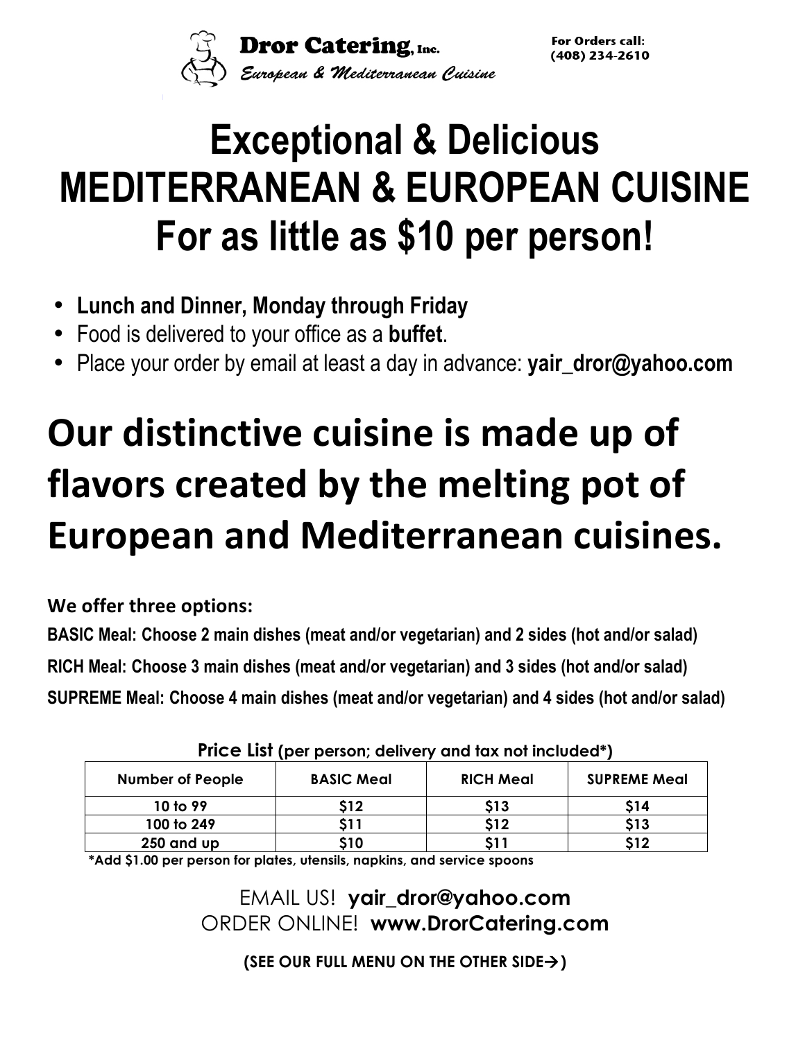**Dror Catering**, Inc.
*European & Mediterranean Cuisine*

**For Orders call: (408) 234-2610**

# Exceptional & Delicious MEDITERRANEAN & EUROPEAN CUISINE For as little as $10 per person!

- **Lunch and Dinner, Monday through Friday**
- Food is delivered to your office as a **buffet**.
- Place your order by email at least a day in advance: **yair_dror@yahoo.com**

## Our distinctive cuisine is made up of flavors created by the melting pot of European and Mediterranean cuisines.

**We offer three options:**

**BASIC Meal: Choose 2 main dishes (meat and/or vegetarian) and 2 sides (hot and/or salad)**

**RICH Meal: Choose 3 main dishes (meat and/or vegetarian) and 3 sides (hot and/or salad)**

**SUPREME Meal: Choose 4 main dishes (meat and/or vegetarian) and 4 sides (hot and/or salad)**

**Price List** (per person; delivery and tax not included*)

| Number of People | BASIC Meal | RICH Meal | SUPREME Meal |
| --- | --- | --- | --- |
| 10 to 99 | $12 | $13 | $14 |
| 100 to 249 | $11 | $12 | $13 |
| 250 and up | $10 | $11 | $12 |

***Add $1.00 per person for plates, utensils, napkins, and service spoons**

EMAIL US! **yair_dror@yahoo.com**
ORDER ONLINE! **www.DrorCatering.com**

**(SEE OUR FULL MENU ON THE OTHER SIDE→)**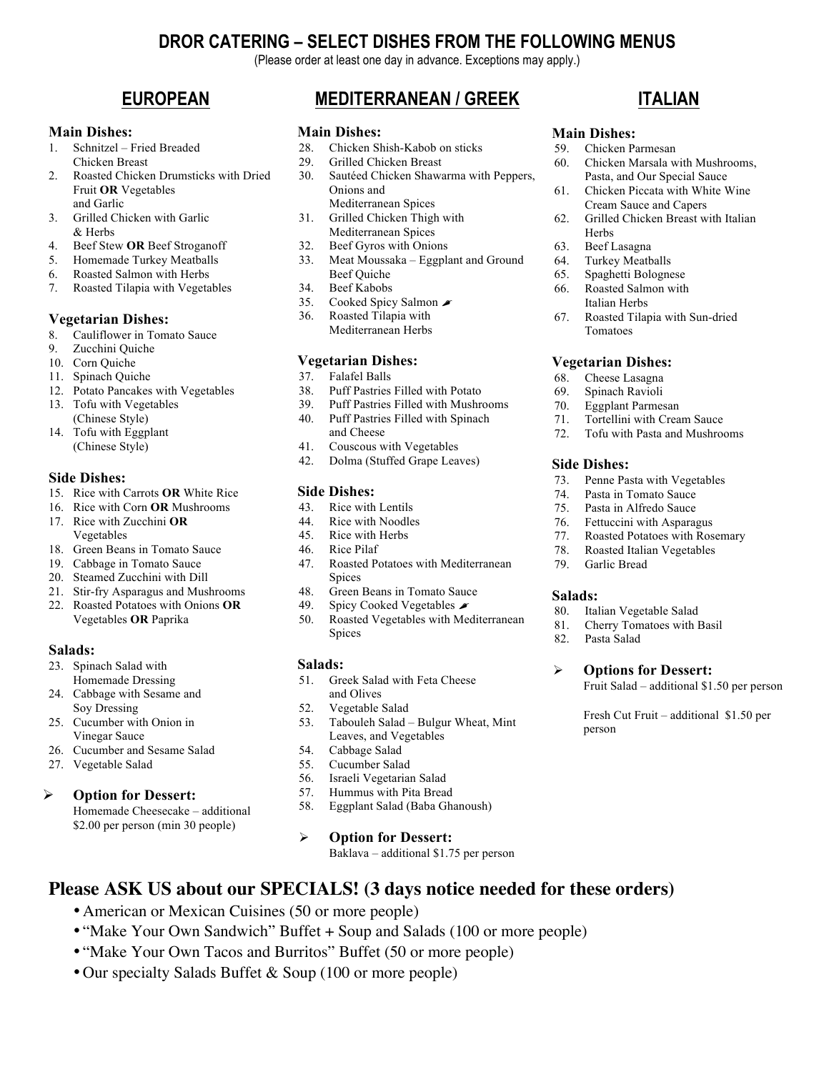# DROR CATERING – SELECT DISHES FROM THE FOLLOWING MENUS

(Please order at least one day in advance. Exceptions may apply.)

## EUROPEAN

### Main Dishes:

1. Schnitzel – Fried Breaded Chicken Breast
2. Roasted Chicken Drumsticks with Dried Fruit **OR** Vegetables and Garlic
3. Grilled Chicken with Garlic & Herbs
4. Beef Stew **OR** Beef Stroganoff
5. Homemade Turkey Meatballs
6. Roasted Salmon with Herbs
7. Roasted Tilapia with Vegetables

### Vegetarian Dishes:

8. Cauliflower in Tomato Sauce
9. Zucchini Quiche
10. Corn Quiche
11. Spinach Quiche
12. Potato Pancakes with Vegetables
13. Tofu with Vegetables (Chinese Style)
14. Tofu with Eggplant (Chinese Style)

### Side Dishes:

15. Rice with Carrots **OR** White Rice
16. Rice with Corn **OR** Mushrooms
17. Rice with Zucchini **OR** Vegetables
18. Green Beans in Tomato Sauce
19. Cabbage in Tomato Sauce
20. Steamed Zucchini with Dill
21. Stir-fry Asparagus and Mushrooms
22. Roasted Potatoes with Onions **OR** Vegetables **OR** Paprika

### Salads:

23. Spinach Salad with Homemade Dressing
24. Cabbage with Sesame and Soy Dressing
25. Cucumber with Onion in Vinegar Sauce
26. Cucumber and Sesame Salad
27. Vegetable Salad

- **Option for Dessert:**
  Homemade Cheesecake – additional \$2.00 per person (min 30 people)

## MEDITERRANEAN / GREEK

### Main Dishes:

28. Chicken Shish-Kabob on sticks
29. Grilled Chicken Breast
30. Sautéed Chicken Shawarma with Peppers, Onions and Mediterranean Spices
31. Grilled Chicken Thigh with Mediterranean Spices
32. Beef Gyros with Onions
33. Meat Moussaka – Eggplant and Ground Beef Quiche
34. Beef Kabobs
35. Cooked Spicy Salmon 🌶
36. Roasted Tilapia with Mediterranean Herbs

### Vegetarian Dishes:

37. Falafel Balls
38. Puff Pastries Filled with Potato
39. Puff Pastries Filled with Mushrooms
40. Puff Pastries Filled with Spinach and Cheese
41. Couscous with Vegetables
42. Dolma (Stuffed Grape Leaves)

### Side Dishes:

43. Rice with Lentils
44. Rice with Noodles
45. Rice with Herbs
46. Rice Pilaf
47. Roasted Potatoes with Mediterranean Spices
48. Green Beans in Tomato Sauce
49. Spicy Cooked Vegetables 🌶
50. Roasted Vegetables with Mediterranean Spices

### Salads:

51. Greek Salad with Feta Cheese and Olives
52. Vegetable Salad
53. Tabouleh Salad – Bulgur Wheat, Mint Leaves, and Vegetables
54. Cabbage Salad
55. Cucumber Salad
56. Israeli Vegetarian Salad
57. Hummus with Pita Bread
58. Eggplant Salad (Baba Ghanoush)

- **Option for Dessert:**
  Baklava – additional \$1.75 per person

## ITALIAN

### Main Dishes:

59. Chicken Parmesan
60. Chicken Marsala with Mushrooms, Pasta, and Our Special Sauce
61. Chicken Piccata with White Wine Cream Sauce and Capers
62. Grilled Chicken Breast with Italian Herbs
63. Beef Lasagna
64. Turkey Meatballs
65. Spaghetti Bolognese
66. Roasted Salmon with Italian Herbs
67. Roasted Tilapia with Sun-dried Tomatoes

### Vegetarian Dishes:

68. Cheese Lasagna
69. Spinach Ravioli
70. Eggplant Parmesan
71. Tortellini with Cream Sauce
72. Tofu with Pasta and Mushrooms

### Side Dishes:

73. Penne Pasta with Vegetables
74. Pasta in Tomato Sauce
75. Pasta in Alfredo Sauce
76. Fettuccini with Asparagus
77. Roasted Potatoes with Rosemary
78. Roasted Italian Vegetables
79. Garlic Bread

### Salads:

80. Italian Vegetable Salad
81. Cherry Tomatoes with Basil
82. Pasta Salad

- **Options for Dessert:**
  Fruit Salad – additional \$1.50 per person

  Fresh Cut Fruit – additional \$1.50 per person

## Please ASK US about our SPECIALS! (3 days notice needed for these orders)

- American or Mexican Cuisines (50 or more people)
- "Make Your Own Sandwich" Buffet + Soup and Salads (100 or more people)
- "Make Your Own Tacos and Burritos" Buffet (50 or more people)
- Our specialty Salads Buffet & Soup (100 or more people)